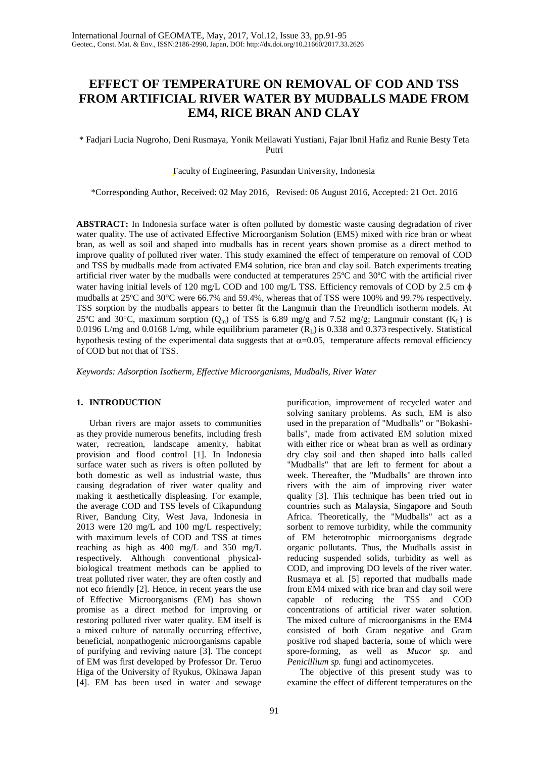# EFFECT OF TEMPERATURE ON REMOVAL OF COD AND TSS FROM ARTIFICIAL RIVER WATER BY MUDBALLS MADE FROM EM4, RICE BRAN AND CLAY

\* Fadjari Lucia Nugroho, Deni Rusmaya, Yonik Meilawati Yustiani, Fajar Ibnil Hafiz and Runie Besty Teta Putri

Faculty of Engineering, Pasundan University, Indonesia

\*Corresponding Author, Received: 02 May 2016, Revised: 06 August 2016, Accepted: 21 Oct. 2016

**ABSTRACT:** In Indonesia surface water is often polluted by domestic waste causing degradation of river water quality. The use of activated Effective Microorganism Solution (EMS) mixed with rice bran or wheat bran, as well as soil and shaped into mudballs has in recent years shown promise as a direct method to improve quality of polluted river water. This study examined the effect of temperature on removal of COD and TSS by mudballs made from activated EM4 solution, rice bran and clay soil. Batch experiments treating artificial river water by the mudballs were conducted at temperatures 25ºC and 30ºC with the artificial river water having initial levels of 120 mg/L COD and 100 mg/L TSS. Efficiency removals of COD by 2.5 cm $\phi$ mudballs at 25ºC and 30°C were 66.7% and 59.4%, whereas that of TSS were 100% and 99.7% respectively. TSS sorption by the mudballs appears to better fit the Langmuir than the Freundlich isotherm models. At 25ºC and 30°C, maximum sorption ($Q_m$) of TSS is 6.89 mg/g and 7.52 mg/g; Langmuir constant ($K_L$) is 0.0196 L/mg and 0.0168 L/mg, while equilibrium parameter ($R_L$) is 0.338 and 0.373 respectively. Statistical hypothesis testing of the experimental data suggests that at $\alpha$=0.05, temperature affects removal efficiency of COD but not that of TSS.

*Keywords: Adsorption Isotherm, Effective Microorganisms, Mudballs, River Water*

## 1. INTRODUCTION

Urban rivers are major assets to communities as they provide numerous benefits, including fresh water, recreation, landscape amenity, habitat provision and flood control [1]. In Indonesia surface water such as rivers is often polluted by both domestic as well as industrial waste, thus causing degradation of river water quality and making it aesthetically displeasing. For example, the average COD and TSS levels of Cikapundung River, Bandung City, West Java, Indonesia in 2013 were 120 mg/L COD and 100 mg/L respectively; with maximum levels of COD and TSS at times reaching as high as 400 mg/L and 350 mg/L respectively. Although conventional physical-biological treatment methods can be applied to treat polluted river water, they are often costly and not eco friendly [2]. Hence, in recent years the use of Effective Microorganisms (EM) has shown promise as a direct method for improving or restoring polluted river water quality. EM itself is a mixed culture of naturally occurring effective, beneficial, nonpathogenic microorganisms capable of purifying and reviving nature [3]. The concept of EM was first developed by Professor Dr. Teruo Higa of the University of Ryukus, Okinawa Japan [4]. EM has been used in water and sewage purification, improvement of recycled water and solving sanitary problems. As such, EM is also used in the preparation of "Mudballs" or "Bokashi-balls", made from activated EM solution mixed with either rice or wheat bran as well as ordinary dry clay soil and then shaped into balls called "Mudballs" that are left to ferment for about a week. Thereafter, the "Mudballs" are thrown into rivers with the aim of improving river water quality [3]. This technique has been tried out in countries such as Malaysia, Singapore and South Africa. Theoretically, the "Mudballs" act as a sorbent to remove turbidity, while the community of EM heterotrophic microorganisms degrade organic pollutants. Thus, the Mudballs assist in reducing suspended solids, turbidity as well as COD, and improving DO levels of the river water. Rusmaya et al. [5] reported that mudballs made from EM4 mixed with rice bran and clay soil were capable of reducing the TSS and COD concentrations of artificial river water solution. The mixed culture of microorganisms in the EM4 consisted of both Gram negative and Gram positive rod shaped bacteria, some of which were spore-forming, as well as *Mucor sp.* and *Penicillium sp.* fungi and actinomycetes.

The objective of this present study was to examine the effect of different temperatures on the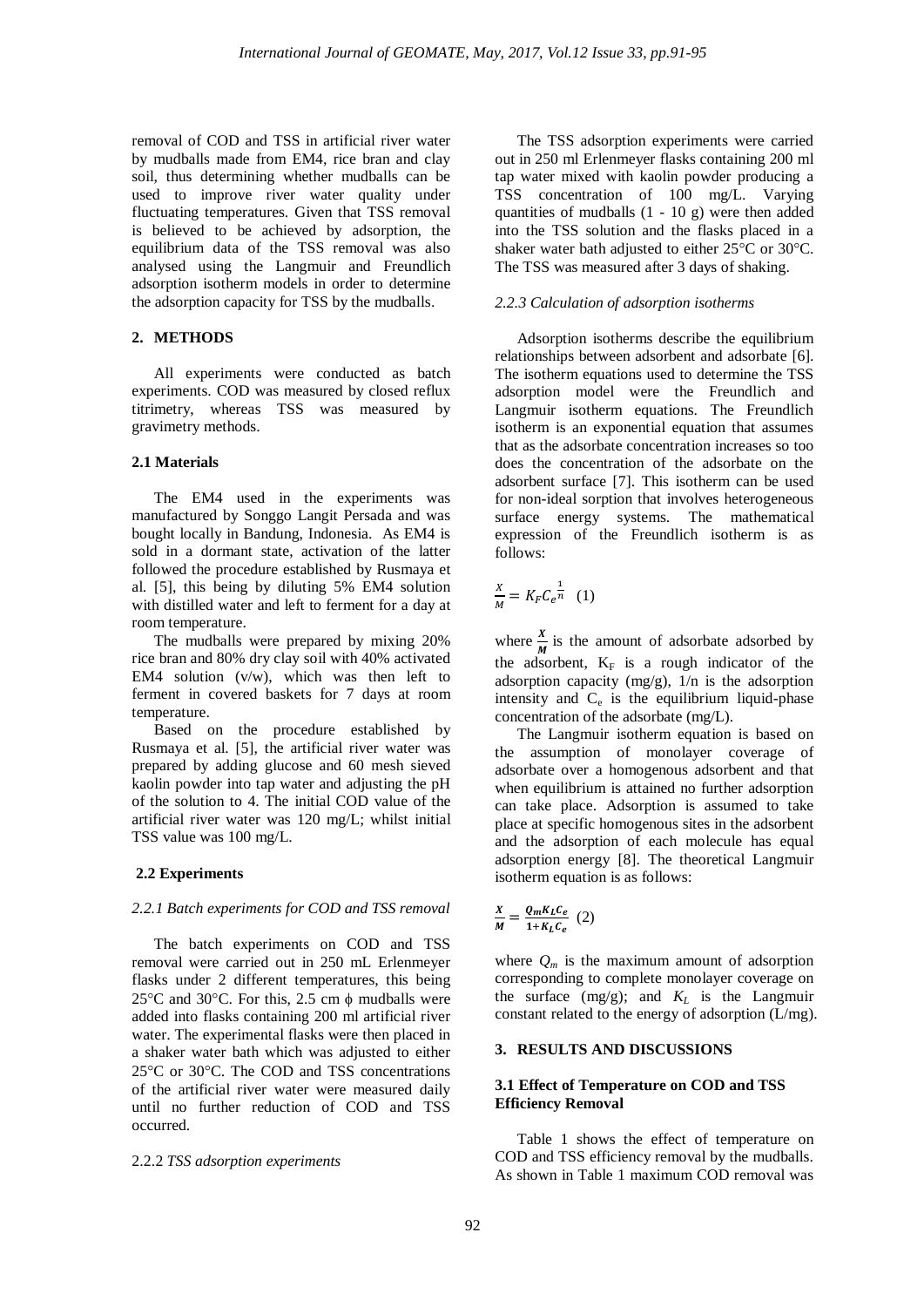removal of COD and TSS in artificial river water by mudballs made from EM4, rice bran and clay soil, thus determining whether mudballs can be used to improve river water quality under fluctuating temperatures. Given that TSS removal is believed to be achieved by adsorption, the equilibrium data of the TSS removal was also analysed using the Langmuir and Freundlich adsorption isotherm models in order to determine the adsorption capacity for TSS by the mudballs.

## 2. METHODS

All experiments were conducted as batch experiments. COD was measured by closed reflux titrimetry, whereas TSS was measured by gravimetry methods.

### 2.1 Materials

The EM4 used in the experiments was manufactured by Songgo Langit Persada and was bought locally in Bandung, Indonesia. As EM4 is sold in a dormant state, activation of the latter followed the procedure established by Rusmaya et al. [5], this being by diluting 5% EM4 solution with distilled water and left to ferment for a day at room temperature.

The mudballs were prepared by mixing 20% rice bran and 80% dry clay soil with 40% activated EM4 solution (v/w), which was then left to ferment in covered baskets for 7 days at room temperature.

Based on the procedure established by Rusmaya et al. [5], the artificial river water was prepared by adding glucose and 60 mesh sieved kaolin powder into tap water and adjusting the pH of the solution to 4. The initial COD value of the artificial river water was 120 mg/L; whilst initial TSS value was 100 mg/L.

### 2.2 Experiments

*2.2.1 Batch experiments for COD and TSS removal*

The batch experiments on COD and TSS removal were carried out in 250 mL Erlenmeyer flasks under 2 different temperatures, this being 25°C and 30°C. For this, 2.5 cm ϕ mudballs were added into flasks containing 200 ml artificial river water. The experimental flasks were then placed in a shaker water bath which was adjusted to either 25°C or 30°C. The COD and TSS concentrations of the artificial river water were measured daily until no further reduction of COD and TSS occurred.

2.2.2 *TSS adsorption experiments*

The TSS adsorption experiments were carried out in 250 ml Erlenmeyer flasks containing 200 ml tap water mixed with kaolin powder producing a TSS concentration of 100 mg/L. Varying quantities of mudballs (1 - 10 g) were then added into the TSS solution and the flasks placed in a shaker water bath adjusted to either 25°C or 30°C. The TSS was measured after 3 days of shaking.

*2.2.3 Calculation of adsorption isotherms*

Adsorption isotherms describe the equilibrium relationships between adsorbent and adsorbate [6]. The isotherm equations used to determine the TSS adsorption model were the Freundlich and Langmuir isotherm equations. The Freundlich isotherm is an exponential equation that assumes that as the adsorbate concentration increases so too does the concentration of the adsorbate on the adsorbent surface [7]. This isotherm can be used for non-ideal sorption that involves heterogeneous surface energy systems. The mathematical expression of the Freundlich isotherm is as follows:

$$\frac{X}{M} = K_F C_e^{\frac{1}{n}} \quad (1)$$

where $\frac{X}{M}$ is the amount of adsorbate adsorbed by the adsorbent, $K_F$ is a rough indicator of the adsorption capacity (mg/g), $1/n$ is the adsorption intensity and $C_e$ is the equilibrium liquid-phase concentration of the adsorbate (mg/L).

The Langmuir isotherm equation is based on the assumption of monolayer coverage of adsorbate over a homogenous adsorbent and that when equilibrium is attained no further adsorption can take place. Adsorption is assumed to take place at specific homogenous sites in the adsorbent and the adsorption of each molecule has equal adsorption energy [8]. The theoretical Langmuir isotherm equation is as follows:

$$\frac{X}{M} = \frac{Q_m K_L C_e}{1 + K_L C_e} \quad (2)$$

where $Q_m$ is the maximum amount of adsorption corresponding to complete monolayer coverage on the surface (mg/g); and $K_L$ is the Langmuir constant related to the energy of adsorption (L/mg).

## 3. RESULTS AND DISCUSSIONS

### 3.1 Effect of Temperature on COD and TSS Efficiency Removal

Table 1 shows the effect of temperature on COD and TSS efficiency removal by the mudballs. As shown in Table 1 maximum COD removal was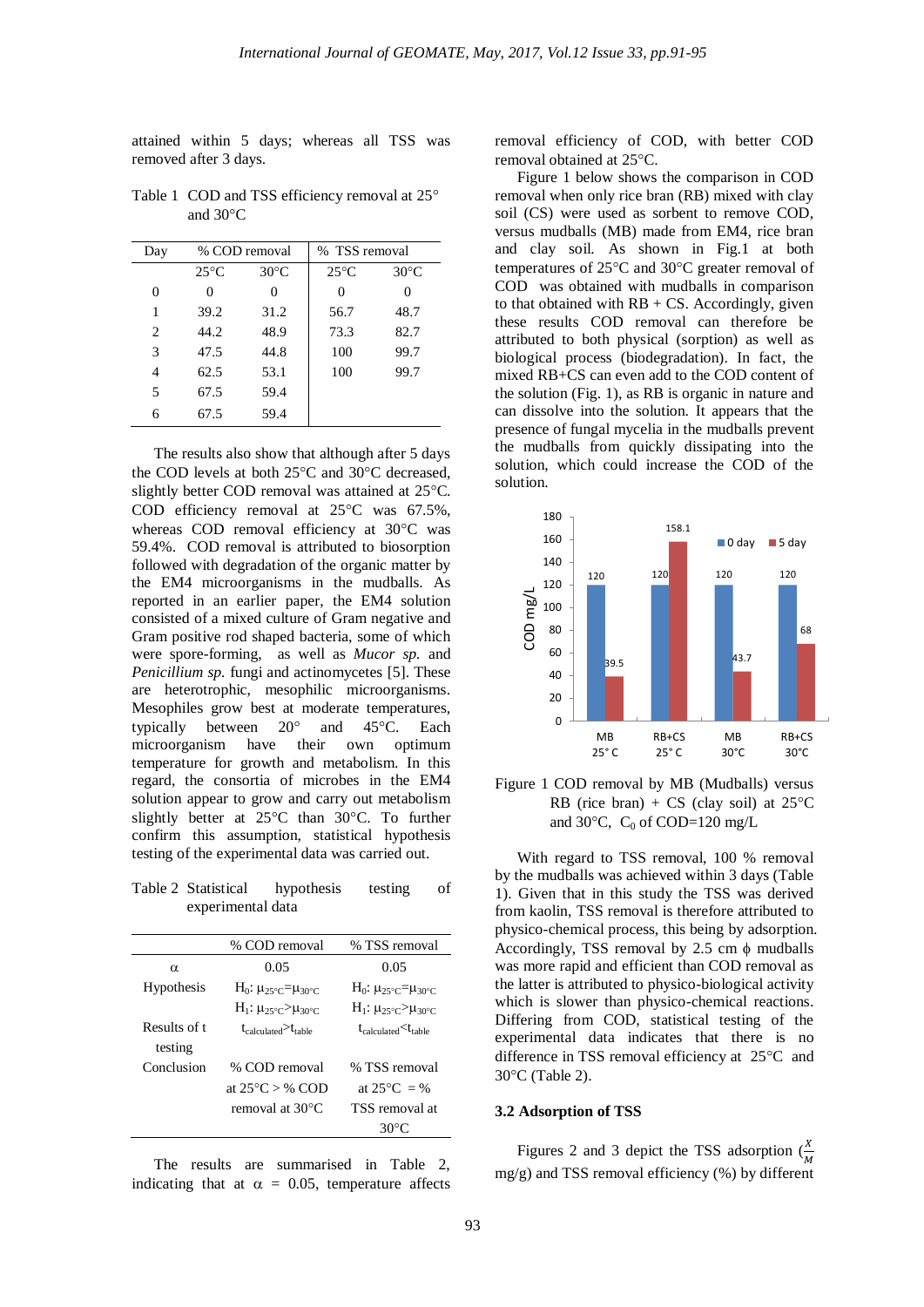attained within 5 days; whereas all TSS was removed after 3 days.

Table 1 COD and TSS efficiency removal at 25° and 30°C

| Day | % COD removal | | % TSS removal | |
|---|---|---|---|---|
| | 25°C | 30°C | 25°C | 30°C |
| 0 | 0 | 0 | 0 | 0 |
| 1 | 39.2 | 31.2 | 56.7 | 48.7 |
| 2 | 44.2 | 48.9 | 73.3 | 82.7 |
| 3 | 47.5 | 44.8 | 100 | 99.7 |
| 4 | 62.5 | 53.1 | 100 | 99.7 |
| 5 | 67.5 | 59.4 | | |
| 6 | 67.5 | 59.4 | | |

The results also show that although after 5 days the COD levels at both 25°C and 30°C decreased, slightly better COD removal was attained at 25°C. COD efficiency removal at 25°C was 67.5%, whereas COD removal efficiency at 30°C was 59.4%. COD removal is attributed to biosorption followed with degradation of the organic matter by the EM4 microorganisms in the mudballs. As reported in an earlier paper, the EM4 solution consisted of a mixed culture of Gram negative and Gram positive rod shaped bacteria, some of which were spore-forming, as well as *Mucor sp.* and *Penicillium sp.* fungi and actinomycetes [5]. These are heterotrophic, mesophilic microorganisms. Mesophiles grow best at moderate temperatures, typically between 20° and 45°C. Each microorganism have their own optimum temperature for growth and metabolism. In this regard, the consortia of microbes in the EM4 solution appear to grow and carry out metabolism slightly better at 25°C than 30°C. To further confirm this assumption, statistical hypothesis testing of the experimental data was carried out.

Table 2 Statistical hypothesis testing of experimental data

| | % COD removal | % TSS removal |
|---|---|---|
| α | 0.05 | 0.05 |
| Hypothesis | $H_0$: $\mu_{25°C}=\mu_{30°C}$ <br> $H_1$: $\mu_{25°C}>\mu_{30°C}$ | $H_0$: $\mu_{25°C}=\mu_{30°C}$ <br> $H_1$: $\mu_{25°C}>\mu_{30°C}$ |
| Results of t testing | $t_{calculated}>t_{table}$ | $t_{calculated}<t_{table}$ |
| Conclusion | % COD removal at 25°C > % COD removal at 30°C | % TSS removal at 25°C = % TSS removal at 30°C |

The results are summarised in Table 2, indicating that at α = 0.05, temperature affects removal efficiency of COD, with better COD removal obtained at 25°C.

Figure 1 below shows the comparison in COD removal when only rice bran (RB) mixed with clay soil (CS) were used as sorbent to remove COD, versus mudballs (MB) made from EM4, rice bran and clay soil. As shown in Fig.1 at both temperatures of 25°C and 30°C greater removal of COD was obtained with mudballs in comparison to that obtained with RB + CS. Accordingly, given these results COD removal can therefore be attributed to both physical (sorption) as well as biological process (biodegradation). In fact, the mixed RB+CS can even add to the COD content of the solution (Fig. 1), as RB is organic in nature and can dissolve into the solution. It appears that the presence of fungal mycelia in the mudballs prevent the mudballs from quickly dissipating into the solution, which could increase the COD of the solution.

Figure 1 COD removal by MB (Mudballs) versus RB (rice bran) + CS (clay soil) at 25°C and 30°C, $C_0$ of COD=120 mg/L

With regard to TSS removal, 100 % removal by the mudballs was achieved within 3 days (Table 1). Given that in this study the TSS was derived from kaolin, TSS removal is therefore attributed to physico-chemical process, this being by adsorption. Accordingly, TSS removal by 2.5 cm ϕ mudballs was more rapid and efficient than COD removal as the latter is attributed to physico-biological activity which is slower than physico-chemical reactions. Differing from COD, statistical testing of the experimental data indicates that there is no difference in TSS removal efficiency at 25°C and 30°C (Table 2).

### 3.2 Adsorption of TSS

Figures 2 and 3 depict the TSS adsorption ($\frac{X}{M}$ mg/g) and TSS removal efficiency (%) by different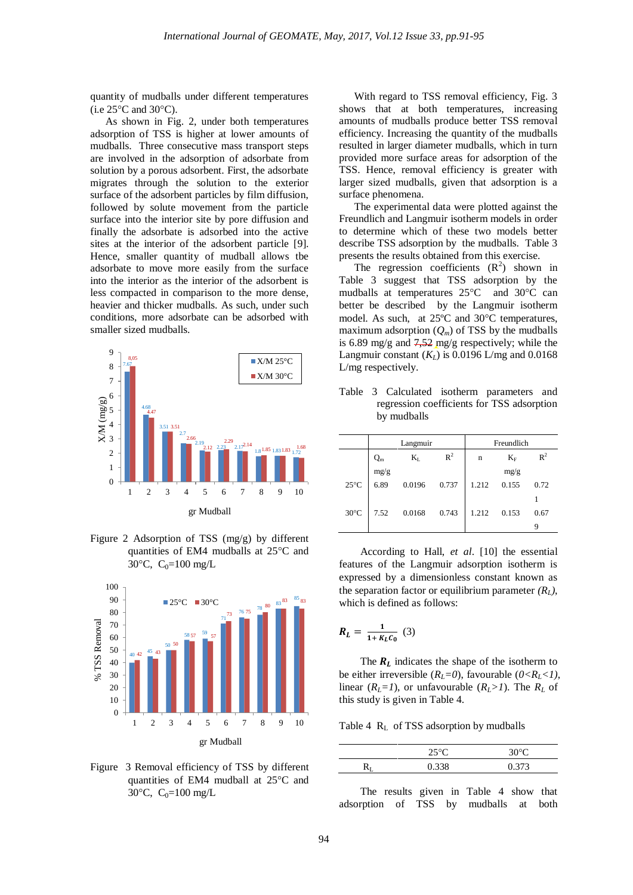quantity of mudballs under different temperatures (i.e 25°C and 30°C).

As shown in Fig. 2, under both temperatures adsorption of TSS is higher at lower amounts of mudballs. Three consecutive mass transport steps are involved in the adsorption of adsorbate from solution by a porous adsorbent. First, the adsorbate migrates through the solution to the exterior surface of the adsorbent particles by film diffusion, followed by solute movement from the particle surface into the interior site by pore diffusion and finally the adsorbate is adsorbed into the active sites at the interior of the adsorbent particle [9]. Hence, smaller quantity of mudball allows the adsorbate to move more easily from the surface into the interior as the interior of the adsorbent is less compacted in comparison to the more dense, heavier and thicker mudballs. As such, under such conditions, more adsorbate can be adsorbed with smaller sized mudballs.

Figure 2 Adsorption of TSS (mg/g) by different quantities of EM4 mudballs at 25°C and 30°C, $C_0$=100 mg/L

Figure 3 Removal efficiency of TSS by different quantities of EM4 mudball at 25°C and 30°C, $C_0$=100 mg/L

With regard to TSS removal efficiency, Fig. 3 shows that at both temperatures, increasing amounts of mudballs produce better TSS removal efficiency. Increasing the quantity of the mudballs resulted in larger diameter mudballs, which in turn provided more surface areas for adsorption of the TSS. Hence, removal efficiency is greater with larger sized mudballs, given that adsorption is a surface phenomena.

The experimental data were plotted against the Freundlich and Langmuir isotherm models in order to determine which of these two models better describe TSS adsorption by the mudballs. Table 3 presents the results obtained from this exercise.

The regression coefficients ($R^2$) shown in Table 3 suggest that TSS adsorption by the mudballs at temperatures 25°C and 30°C can better be described by the Langmuir isotherm model. As such, at 25ºC and 30°C temperatures, maximum adsorption ($Q_m$) of TSS by the mudballs is 6.89 mg/g and 7,52 mg/g respectively; while the Langmuir constant ($K_L$) is 0.0196 L/mg and 0.0168 L/mg respectively.

Table 3 Calculated isotherm parameters and regression coefficients for TSS adsorption by mudballs

| | Langmuir | | | Freundlich | | |
|---|---|---|---|---|---|---|
| | $Q_m$ mg/g | $K_L$ | $R^2$ | n | $K_F$ mg/g | $R^2$ |
| 25°C | 6.89 | 0.0196 | 0.737 | 1.212 | 0.155 | 0.721 |
| 30°C | 7.52 | 0.0168 | 0.743 | 1.212 | 0.153 | 0.679 |

According to Hall, *et al*. [10] the essential features of the Langmuir adsorption isotherm is expressed by a dimensionless constant known as the separation factor or equilibrium parameter *($R_L$)*, which is defined as follows:

$$R_L = \frac{1}{1 + K_L C_0} \quad (3)$$

The $R_L$ indicates the shape of the isotherm to be either irreversible *($R_L=0$)*, favourable *($0<R_L<1$)*, linear *($R_L=1$)*, or unfavourable *($R_L>1$)*. The $R_L$ of this study is given in Table 4.

Table 4 $R_L$ of TSS adsorption by mudballs

| | 25°C | 30°C |
|---|---|---|
| $R_L$ | 0.338 | 0.373 |

The results given in Table 4 show that adsorption of TSS by mudballs at both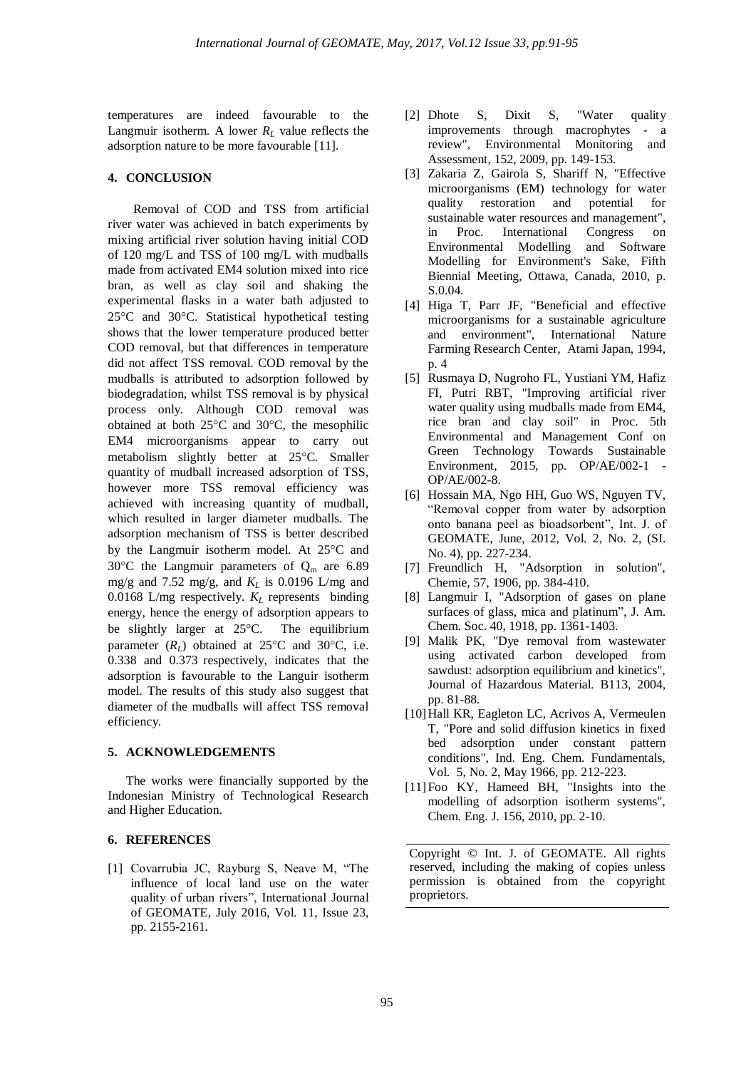temperatures are indeed favourable to the Langmuir isotherm. A lower $R_L$ value reflects the adsorption nature to be more favourable [11].

## 4. CONCLUSION

Removal of COD and TSS from artificial river water was achieved in batch experiments by mixing artificial river solution having initial COD of 120 mg/L and TSS of 100 mg/L with mudballs made from activated EM4 solution mixed into rice bran, as well as clay soil and shaking the experimental flasks in a water bath adjusted to 25°C and 30°C. Statistical hypothetical testing shows that the lower temperature produced better COD removal, but that differences in temperature did not affect TSS removal. COD removal by the mudballs is attributed to adsorption followed by biodegradation, whilst TSS removal is by physical process only. Although COD removal was obtained at both 25°C and 30°C, the mesophilic EM4 microorganisms appear to carry out metabolism slightly better at 25°C. Smaller quantity of mudball increased adsorption of TSS, however more TSS removal efficiency was achieved with increasing quantity of mudball, which resulted in larger diameter mudballs. The adsorption mechanism of TSS is better described by the Langmuir isotherm model. At 25°C and 30°C the Langmuir parameters of $Q_m$ are 6.89 mg/g and 7.52 mg/g, and $K_L$ is 0.0196 L/mg and 0.0168 L/mg respectively. $K_L$ represents binding energy, hence the energy of adsorption appears to be slightly larger at 25°C. The equilibrium parameter ($R_L$) obtained at 25°C and 30°C, i.e. 0.338 and 0.373 respectively, indicates that the adsorption is favourable to the Languir isotherm model. The results of this study also suggest that diameter of the mudballs will affect TSS removal efficiency.

## 5. ACKNOWLEDGEMENTS

The works were financially supported by the Indonesian Ministry of Technological Research and Higher Education.

## 6. REFERENCES

[1] Covarrubia JC, Rayburg S, Neave M, "The influence of local land use on the water quality of urban rivers", International Journal of GEOMATE, July 2016, Vol. 11, Issue 23, pp. 2155-2161.

[2] Dhote S, Dixit S, "Water quality improvements through macrophytes - a review", Environmental Monitoring and Assessment, 152, 2009, pp. 149-153.

[3] Zakaria Z, Gairola S, Shariff N, "Effective microorganisms (EM) technology for water quality restoration and potential for sustainable water resources and management", in Proc. International Congress on Environmental Modelling and Software Modelling for Environment's Sake, Fifth Biennial Meeting, Ottawa, Canada, 2010, p. S.0.04.

[4] Higa T, Parr JF, "Beneficial and effective microorganisms for a sustainable agriculture and environment", International Nature Farming Research Center, Atami Japan, 1994, p. 4

[5] Rusmaya D, Nugroho FL, Yustiani YM, Hafiz FI, Putri RBT, "Improving artificial river water quality using mudballs made from EM4, rice bran and clay soil" in Proc. 5th Environmental and Management Conf on Green Technology Towards Sustainable Environment, 2015, pp. OP/AE/002-1 - OP/AE/002-8.

[6] Hossain MA, Ngo HH, Guo WS, Nguyen TV, "Removal copper from water by adsorption onto banana peel as bioadsorbent", Int. J. of GEOMATE, June, 2012, Vol. 2, No. 2, (SI. No. 4), pp. 227-234.

[7] Freundlich H, "Adsorption in solution", Chemie, 57, 1906, pp. 384-410.

[8] Langmuir I, "Adsorption of gases on plane surfaces of glass, mica and platinum", J. Am. Chem. Soc. 40, 1918, pp. 1361-1403.

[9] Malik PK, "Dye removal from wastewater using activated carbon developed from sawdust: adsorption equilibrium and kinetics", Journal of Hazardous Material. B113, 2004, pp. 81-88.

[10] Hall KR, Eagleton LC, Acrivos A, Vermeulen T, "Pore and solid diffusion kinetics in fixed bed adsorption under constant pattern conditions", Ind. Eng. Chem. Fundamentals, Vol. 5, No. 2, May 1966, pp. 212-223.

[11] Foo KY, Hameed BH, "Insights into the modelling of adsorption isotherm systems", Chem. Eng. J. 156, 2010, pp. 2-10.

Copyright © Int. J. of GEOMATE. All rights reserved, including the making of copies unless permission is obtained from the copyright proprietors.